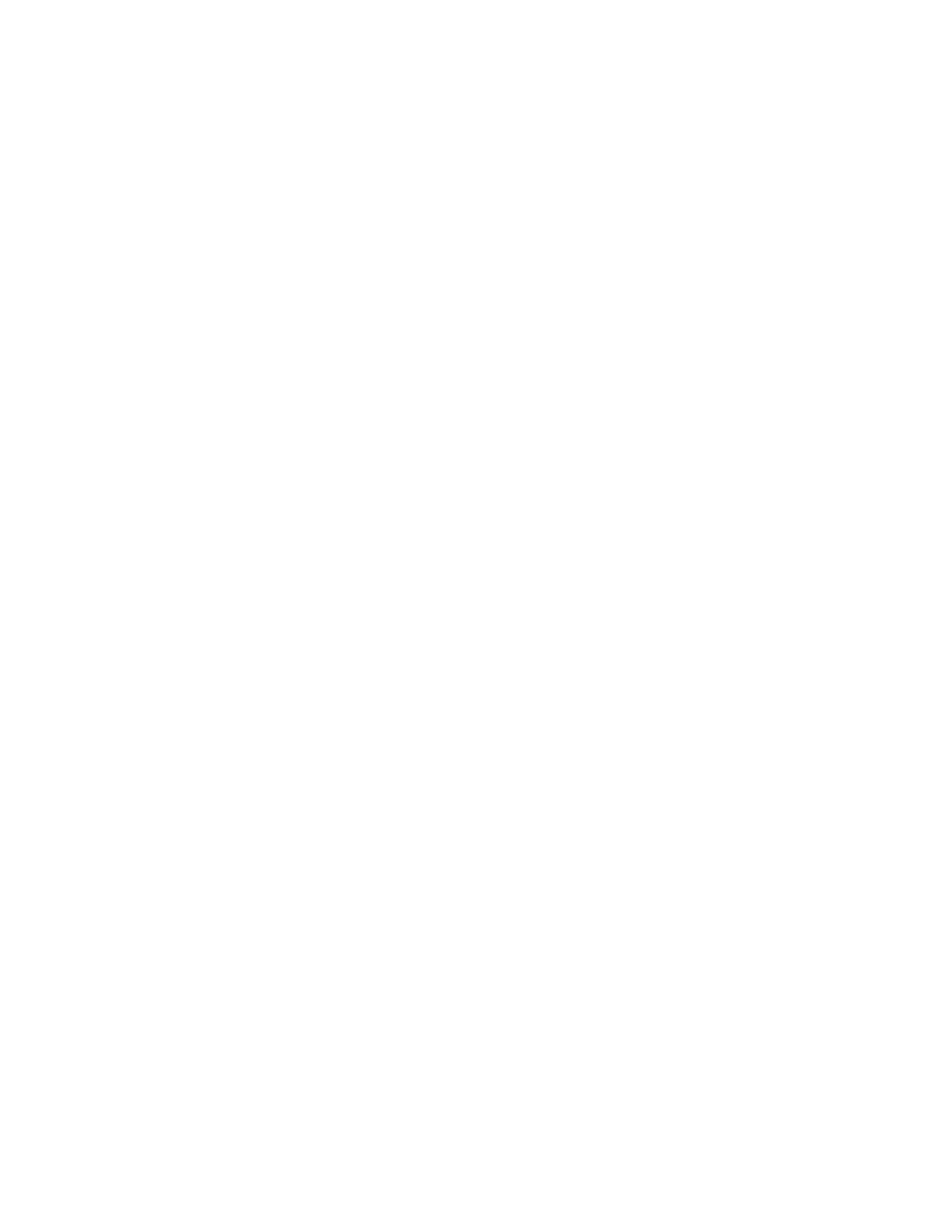# CITY COMMISSION MEETING AGENDA

City Hall Commission Chambers [www.facebook.com/cityofdodgecity or](http://www.facebook.com/cityofdodgecity,or) Monday, August 3, 2020 7:00 p.m. MEETING #5162

This Commission Meeting will be available virtually by four different methods. However, during the Public Hearings, the Commission Chambers will be temporarily opened to the public for comments and will close to visitors once the Public Hearings are closed.

Comments for the Visitors Section of the agenda will be open on the Facebook Live the Vimeo Live feeds. Watch and listen to the commission meeting; use one of the following platforms.

1. Watch, listen, and comment live on [www.facebook.com/cityofdodgecity.](http://www.facebook.com/cityofdodgecity) 

2. Watch, listen, and comment live on [www.vimeo/cityofdodgecity](http://www.vimeo/cityofdodgecity)

3. Watch and listen on Zoom webinar at

<https://us02web.zoom.us/j/87520943778?pwd=cEhkZ3RmVlRxRlZvcUFJQXZCcCtVUT09> Password: 128390 4. Listen on your phone by calling in to the Zoom platform on one of the following numbers and using the Webinar ID and Password: +1 253 215 8782 or +1 346 248 7799 or +1 669 900 6833 or +1 301 715 8592 or +1 312 626 6799 or +1 929 205 6099 Webinar ID: 875 2094 3778 Passcode: 128390

The meeting will be archived on both the Facebook page and the Vimeo page to be viewed after the live video has ended.

## CALL TO ORDER

### ROLL CALL

### INVOCATION by

### PLEDGE OF ALLEGIANCE

### PUBLIC HEARING

"TEFRA" public hearing for the portion of the 2020-A Bonds that are financing improvements to the YMCA

### Submit questions or comments

### APPROVAL OF AGENDA